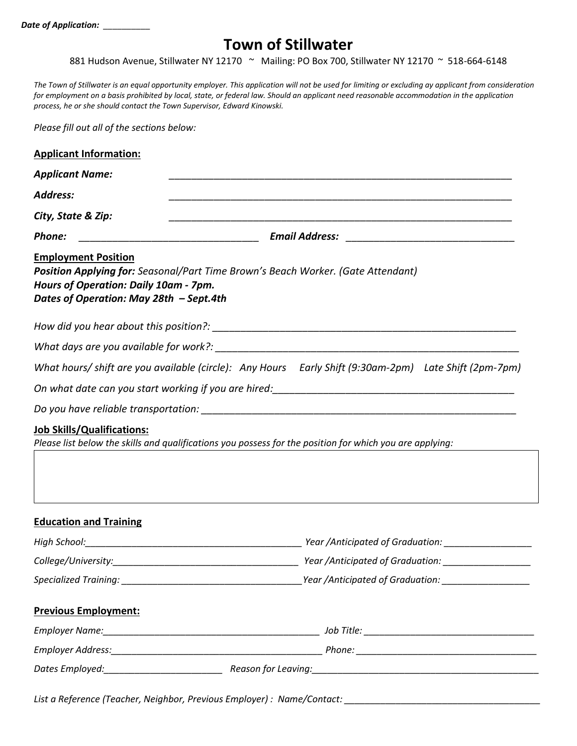***Date of Application:*** __________

# Town of Stillwater

881 Hudson Avenue, Stillwater NY 12170 ~ Mailing: PO Box 700, Stillwater NY 12170 ~ 518-664-6148

*The Town of Stillwater is an equal opportunity employer. This application will not be used for limiting or excluding ay applicant from consideration for employment on a basis prohibited by local, state, or federal law. Should an applicant need reasonable accommodation in the application process, he or she should contact the Town Supervisor, Edward Kinowski.*

*Please fill out all of the sections below:*

**Applicant Information:**

***Applicant Name:*** ________________________________________________________________

***Address:*** ________________________________________________________________

***City, State & Zip:*** ________________________________________________________________

***Phone:*** _________________________________ ***Email Address:*** _______________________________

**Employment Position**

***Position Applying for:*** *Seasonal/Part Time Brown's Beach Worker. (Gate Attendant)*

***Hours of Operation: Daily 10am - 7pm.***

***Dates of Operation: May 28th – Sept.4th***

*How did you hear about this position?:* ________________________________________________________

*What days are you available for work?:* ________________________________________________________

*What hours/ shift are you available (circle): Any Hours   Early Shift (9:30am-2pm)   Late Shift (2pm-7pm)*

*On what date can you start working if you are hired:*____________________________________________

*Do you have reliable transportation:* __________________________________________________________

**Job Skills/Qualifications:**

*Please list below the skills and qualifications you possess for the position for which you are applying:*

**Education and Training**

*High School:*__________________________________________ *Year /Anticipated of Graduation:* _________________

*College/University:*____________________________________ *Year /Anticipated of Graduation:* _________________

*Specialized Training:* __________________________________ *Year /Anticipated of Graduation:* _________________

**Previous Employment:**

*Employer Name:*__________________________________________ *Job Title:* _________________________________

*Employer Address:*_______________________________________ *Phone:* ___________________________________

*Dates Employed:*_______________________ *Reason for Leaving:*_____________________________________________

*List a Reference (Teacher, Neighbor, Previous Employer) : Name/Contact:* _______________________________________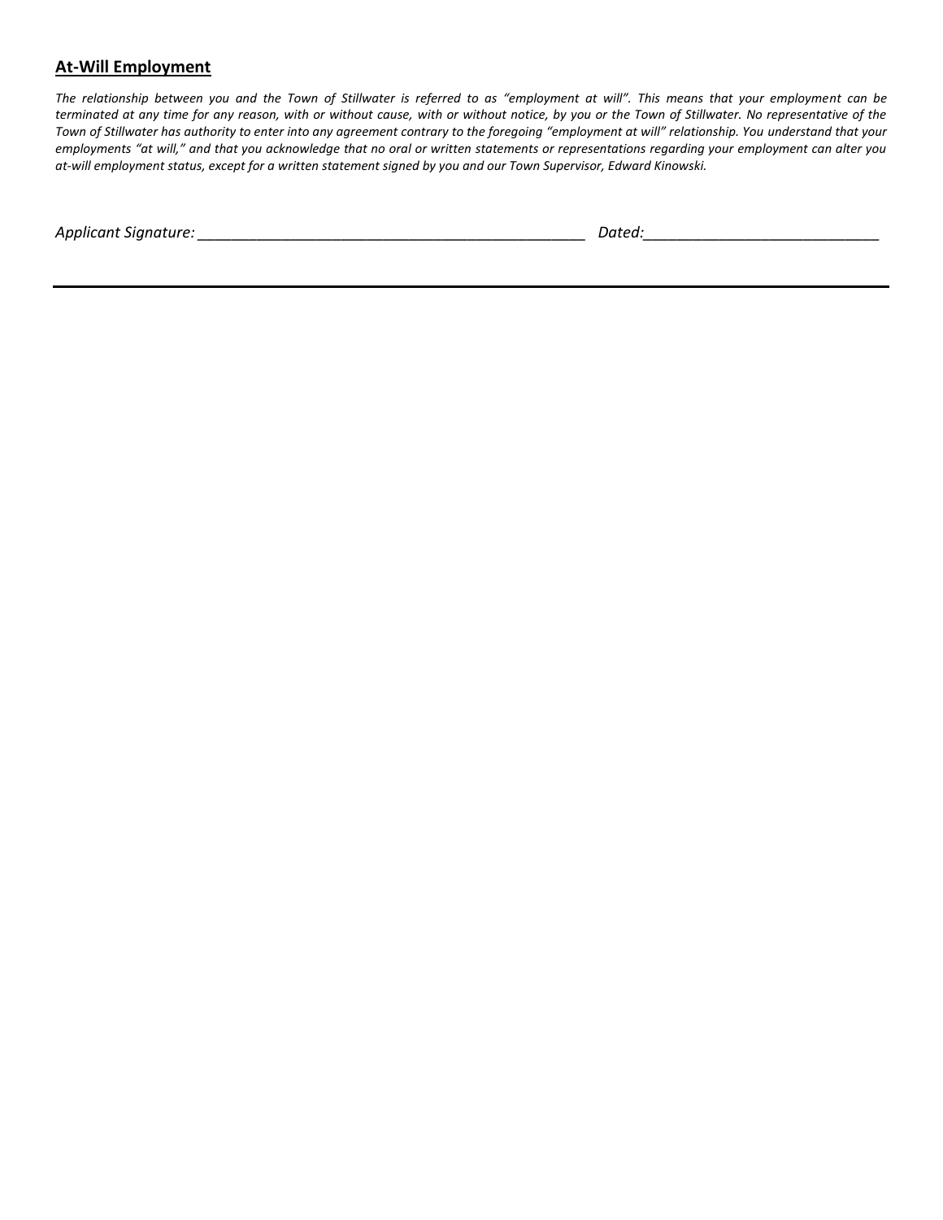## At-Will Employment

*The relationship between you and the Town of Stillwater is referred to as "employment at will". This means that your employment can be terminated at any time for any reason, with or without cause, with or without notice, by you or the Town of Stillwater. No representative of the Town of Stillwater has authority to enter into any agreement contrary to the foregoing "employment at will" relationship. You understand that your employments "at will," and that you acknowledge that no oral or written statements or representations regarding your employment can alter you at-will employment status, except for a written statement signed by you and our Town Supervisor, Edward Kinowski.*

*Applicant Signature:* ________________________________________________ *Dated:*____________________________

---